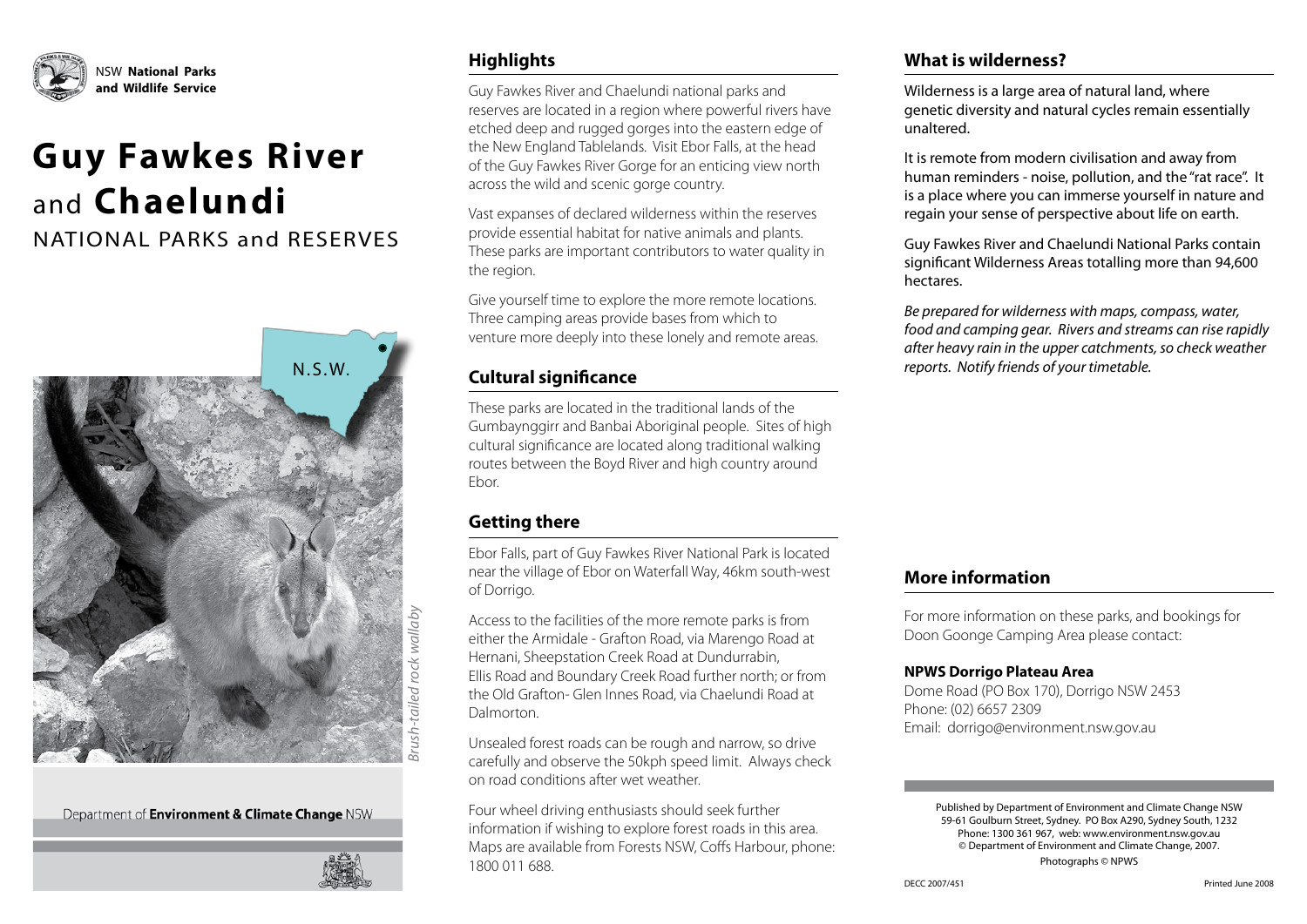NSW **National Parks and Wildlife Service**

# Guy Fawkes River and Chaelundi

## NATIONAL PARKS and RESERVES

N.S.W.

*Brush-tailed rock wallaby*

Department of **Environment & Climate Change** NSW

## Highlights

Guy Fawkes River and Chaelundi national parks and reserves are located in a region where powerful rivers have etched deep and rugged gorges into the eastern edge of the New England Tablelands. Visit Ebor Falls, at the head of the Guy Fawkes River Gorge for an enticing view north across the wild and scenic gorge country.

Vast expanses of declared wilderness within the reserves provide essential habitat for native animals and plants. These parks are important contributors to water quality in the region.

Give yourself time to explore the more remote locations. Three camping areas provide bases from which to venture more deeply into these lonely and remote areas.

## Cultural significance

These parks are located in the traditional lands of the Gumbaynggirr and Banbai Aboriginal people. Sites of high cultural significance are located along traditional walking routes between the Boyd River and high country around Ebor.

## Getting there

Ebor Falls, part of Guy Fawkes River National Park is located near the village of Ebor on Waterfall Way, 46km south-west of Dorrigo.

Access to the facilities of the more remote parks is from either the Armidale - Grafton Road, via Marengo Road at Hernani, Sheepstation Creek Road at Dundurrabin, Ellis Road and Boundary Creek Road further north; or from the Old Grafton- Glen Innes Road, via Chaelundi Road at Dalmorton.

Unsealed forest roads can be rough and narrow, so drive carefully and observe the 50kph speed limit. Always check on road conditions after wet weather.

Four wheel driving enthusiasts should seek further information if wishing to explore forest roads in this area. Maps are available from Forests NSW, Coffs Harbour, phone: 1800 011 688.

## What is wilderness?

Wilderness is a large area of natural land, where genetic diversity and natural cycles remain essentially unaltered.

It is remote from modern civilisation and away from human reminders - noise, pollution, and the "rat race". It is a place where you can immerse yourself in nature and regain your sense of perspective about life on earth.

Guy Fawkes River and Chaelundi National Parks contain significant Wilderness Areas totalling more than 94,600 hectares.

*Be prepared for wilderness with maps, compass, water, food and camping gear. Rivers and streams can rise rapidly after heavy rain in the upper catchments, so check weather reports. Notify friends of your timetable.*

## More information

For more information on these parks, and bookings for Doon Goonge Camping Area please contact:

**NPWS Dorrigo Plateau Area**
Dome Road (PO Box 170), Dorrigo NSW 2453
Phone: (02) 6657 2309
Email: dorrigo@environment.nsw.gov.au

Published by Department of Environment and Climate Change NSW
59-61 Goulburn Street, Sydney. PO Box A290, Sydney South, 1232
Phone: 1300 361 967, web: www.environment.nsw.gov.au
© Department of Environment and Climate Change, 2007.
Photographs © NPWS

DECC 2007/451

Printed June 2008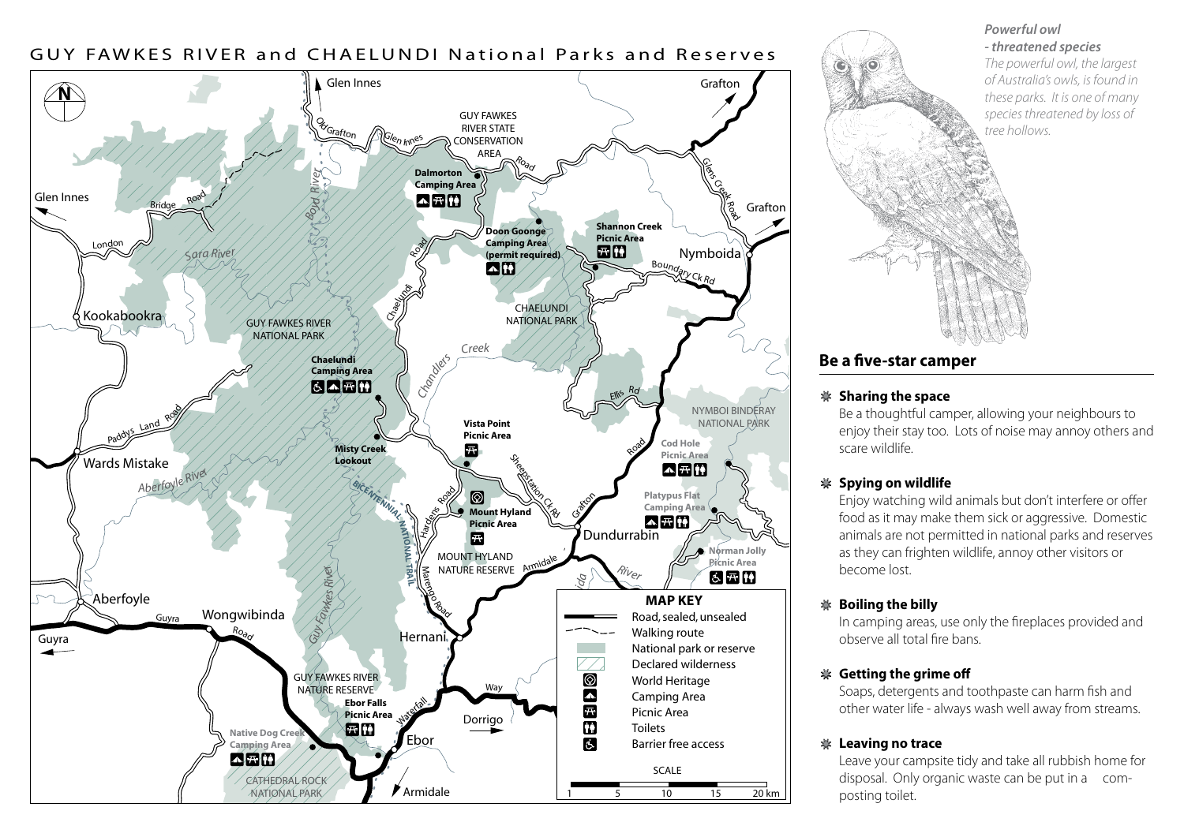# GUY FAWKES RIVER and CHAELUNDI National Parks and Reserves

**MAP KEY**

- Road, sealed, unsealed
- Walking route
- National park or reserve
- Declared wilderness
- World Heritage
- Camping Area
- Picnic Area
- Toilets
- Barrier free access

SCALE: 1, 5, 10, 15, 20 km

***Powerful owl - threatened species***

*The powerful owl, the largest of Australia's owls, is found in these parks. It is one of many species threatened by loss of tree hollows.*

## Be a five-star camper

**Sharing the space**

Be a thoughtful camper, allowing your neighbours to enjoy their stay too. Lots of noise may annoy others and scare wildlife.

**Spying on wildlife**

Enjoy watching wild animals but don't interfere or offer food as it may make them sick or aggressive. Domestic animals are not permitted in national parks and reserves as they can frighten wildlife, annoy other visitors or become lost.

**Boiling the billy**

In camping areas, use only the fireplaces provided and observe all total fire bans.

**Getting the grime off**

Soaps, detergents and toothpaste can harm fish and other water life - always wash well away from streams.

**Leaving no trace**

Leave your campsite tidy and take all rubbish home for disposal. Only organic waste can be put in a composting toilet.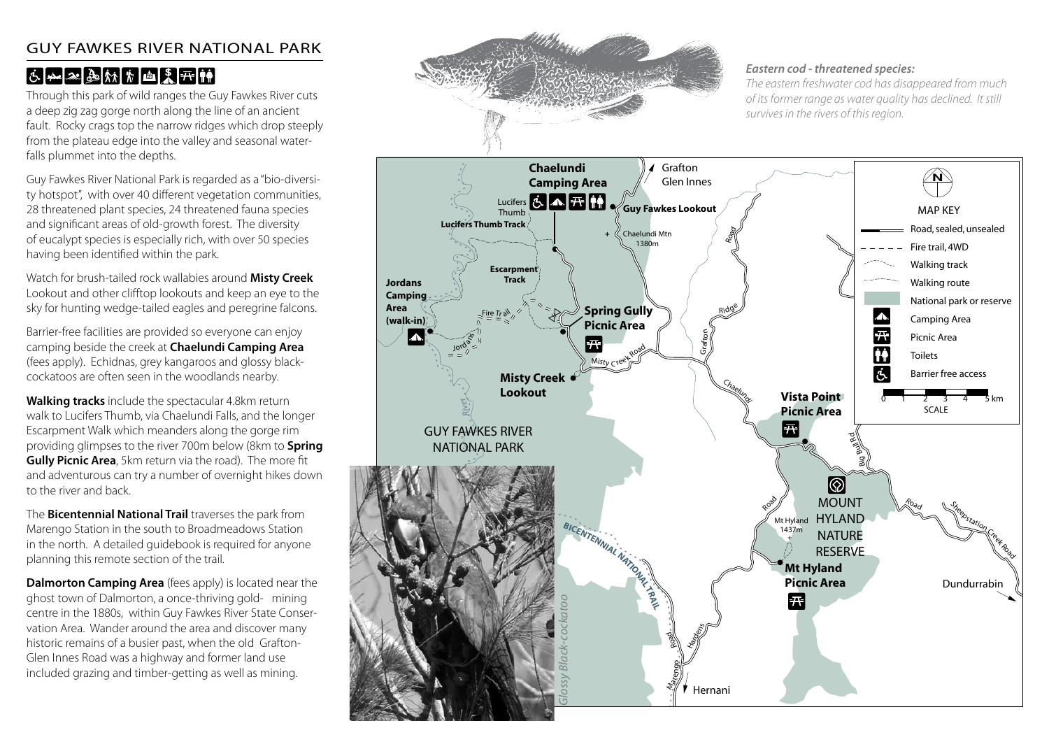# GUY FAWKES RIVER NATIONAL PARK

Through this park of wild ranges the Guy Fawkes River cuts a deep zig zag gorge north along the line of an ancient fault. Rocky crags top the narrow ridges which drop steeply from the plateau edge into the valley and seasonal waterfalls plummet into the depths.

Guy Fawkes River National Park is regarded as a "bio-diversity hotspot", with over 40 different vegetation communities, 28 threatened plant species, 24 threatened fauna species and significant areas of old-growth forest. The diversity of eucalypt species is especially rich, with over 50 species having been identified within the park.

Watch for brush-tailed rock wallabies around **Misty Creek** Lookout and other clifftop lookouts and keep an eye to the sky for hunting wedge-tailed eagles and peregrine falcons.

Barrier-free facilities are provided so everyone can enjoy camping beside the creek at **Chaelundi Camping Area** (fees apply). Echidnas, grey kangaroos and glossy black-cockatoos are often seen in the woodlands nearby.

**Walking tracks** include the spectacular 4.8km return walk to Lucifers Thumb, via Chaelundi Falls, and the longer Escarpment Walk which meanders along the gorge rim providing glimpses to the river 700m below (8km to **Spring Gully Picnic Area**, 5km return via the road). The more fit and adventurous can try a number of overnight hikes down to the river and back.

The **Bicentennial National Trail** traverses the park from Marengo Station in the south to Broadmeadows Station in the north. A detailed guidebook is required for anyone planning this remote section of the trail.

**Dalmorton Camping Area** (fees apply) is located near the ghost town of Dalmorton, a once-thriving gold- mining centre in the 1880s, within Guy Fawkes River State Conservation Area. Wander around the area and discover many historic remains of a busier past, when the old Grafton-Glen Innes Road was a highway and former land use included grazing and timber-getting as well as mining.

***Eastern cod - threatened species:***

*The eastern freshwater cod has disappeared from much of its former range as water quality has declined. It still survives in the rivers of this region.*

*Glossy Black-cockatoo*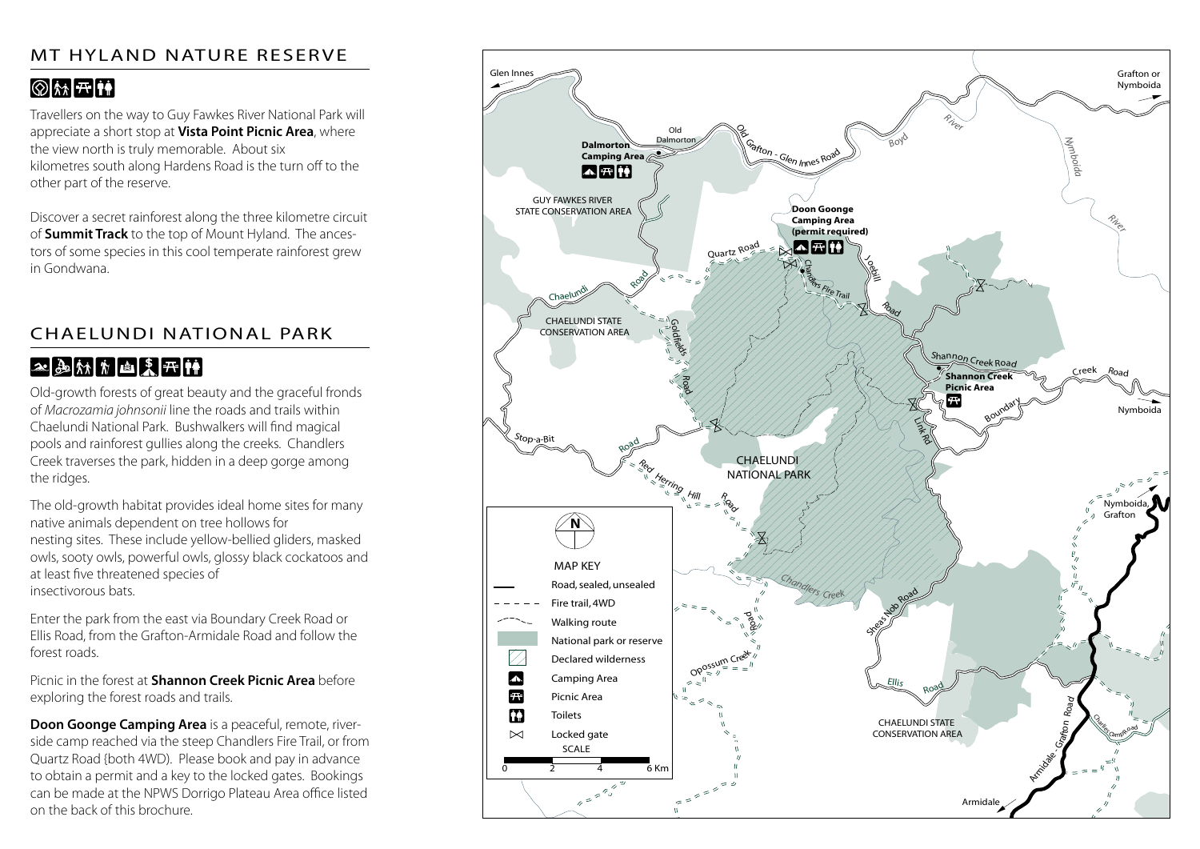## MT HYLAND NATURE RESERVE

Travellers on the way to Guy Fawkes River National Park will appreciate a short stop at **Vista Point Picnic Area**, where the view north is truly memorable. About six kilometres south along Hardens Road is the turn off to the other part of the reserve.

Discover a secret rainforest along the three kilometre circuit of **Summit Track** to the top of Mount Hyland. The ancestors of some species in this cool temperate rainforest grew in Gondwana.

## CHAELUNDI NATIONAL PARK

Old-growth forests of great beauty and the graceful fronds of *Macrozamia johnsonii* line the roads and trails within Chaelundi National Park. Bushwalkers will find magical pools and rainforest gullies along the creeks. Chandlers Creek traverses the park, hidden in a deep gorge among the ridges.

The old-growth habitat provides ideal home sites for many native animals dependent on tree hollows for nesting sites. These include yellow-bellied gliders, masked owls, sooty owls, powerful owls, glossy black cockatoos and at least five threatened species of insectivorous bats.

Enter the park from the east via Boundary Creek Road or Ellis Road, from the Grafton-Armidale Road and follow the forest roads.

Picnic in the forest at **Shannon Creek Picnic Area** before exploring the forest roads and trails.

**Doon Goonge Camping Area** is a peaceful, remote, riverside camp reached via the steep Chandlers Fire Trail, or from Quartz Road {both 4WD). Please book and pay in advance to obtain a permit and a key to the locked gates. Bookings can be made at the NPWS Dorrigo Plateau Area office listed on the back of this brochure.

Glen Innes
Grafton or Nymboida
Old Dalmorton
Dalmorton Camping Area
Old Grafton - Glen Innes Road
Boyd River
Nymboida River
GUY FAWKES RIVER STATE CONSERVATION AREA
Doon Goonge Camping Area (permit required)
Quartz Road
Chandlers Fire Trail
Joehill Road
Chaelundi Road
CHAELUNDI STATE CONSERVATION AREA
Goldfields Road
Shannon Creek Road
Shannon Creek Picnic Area
Creek Road
Boundary
Nymboida
Link Rd
Stop-a-Bit Road
Red Herring Hill Road
CHAELUNDI NATIONAL PARK
Nymboida, Grafton
Chandlers Creek
Sheas Nob Road
Road
Opossum Creek
Ellis Road
CHAELUNDI STATE CONSERVATION AREA
Armidale - Grafton Road
Charles Camp Road
Armidale

N

MAP KEY
Road, sealed, unsealed
Fire trail, 4WD
Walking route
National park or reserve
Declared wilderness
Camping Area
Picnic Area
Toilets
Locked gate

SCALE
0 2 4 6 Km